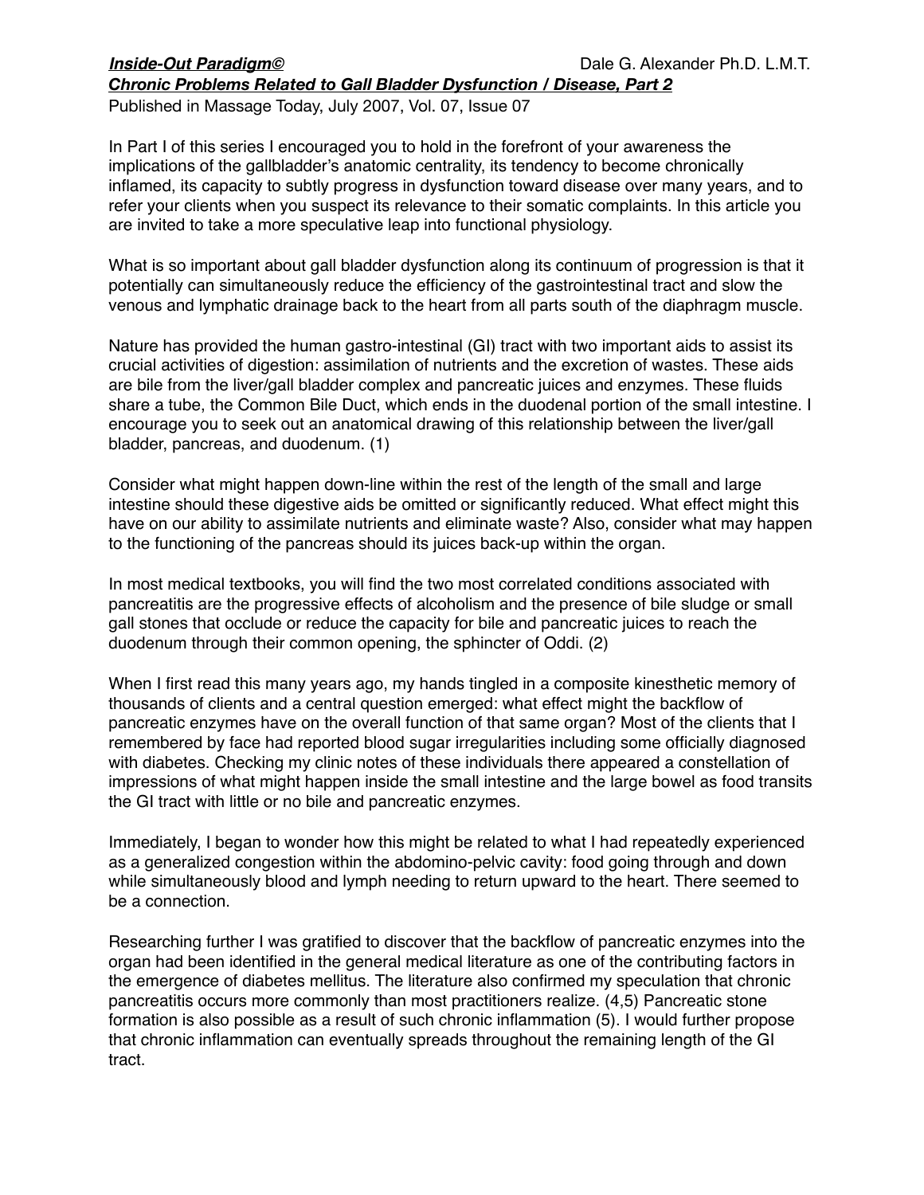***Inside-Out Paradigm©*** Dale G. Alexander Ph.D. L.M.T.

## ***Chronic Problems Related to Gall Bladder Dysfunction / Disease, Part 2***

Published in Massage Today, July 2007, Vol. 07, Issue 07

In Part I of this series I encouraged you to hold in the forefront of your awareness the implications of the gallbladder's anatomic centrality, its tendency to become chronically inflamed, its capacity to subtly progress in dysfunction toward disease over many years, and to refer your clients when you suspect its relevance to their somatic complaints. In this article you are invited to take a more speculative leap into functional physiology.

What is so important about gall bladder dysfunction along its continuum of progression is that it potentially can simultaneously reduce the efficiency of the gastrointestinal tract and slow the venous and lymphatic drainage back to the heart from all parts south of the diaphragm muscle.

Nature has provided the human gastro-intestinal (GI) tract with two important aids to assist its crucial activities of digestion: assimilation of nutrients and the excretion of wastes. These aids are bile from the liver/gall bladder complex and pancreatic juices and enzymes. These fluids share a tube, the Common Bile Duct, which ends in the duodenal portion of the small intestine. I encourage you to seek out an anatomical drawing of this relationship between the liver/gall bladder, pancreas, and duodenum. (1)

Consider what might happen down-line within the rest of the length of the small and large intestine should these digestive aids be omitted or significantly reduced. What effect might this have on our ability to assimilate nutrients and eliminate waste? Also, consider what may happen to the functioning of the pancreas should its juices back-up within the organ.

In most medical textbooks, you will find the two most correlated conditions associated with pancreatitis are the progressive effects of alcoholism and the presence of bile sludge or small gall stones that occlude or reduce the capacity for bile and pancreatic juices to reach the duodenum through their common opening, the sphincter of Oddi. (2)

When I first read this many years ago, my hands tingled in a composite kinesthetic memory of thousands of clients and a central question emerged: what effect might the backflow of pancreatic enzymes have on the overall function of that same organ? Most of the clients that I remembered by face had reported blood sugar irregularities including some officially diagnosed with diabetes. Checking my clinic notes of these individuals there appeared a constellation of impressions of what might happen inside the small intestine and the large bowel as food transits the GI tract with little or no bile and pancreatic enzymes.

Immediately, I began to wonder how this might be related to what I had repeatedly experienced as a generalized congestion within the abdomino-pelvic cavity: food going through and down while simultaneously blood and lymph needing to return upward to the heart. There seemed to be a connection.

Researching further I was gratified to discover that the backflow of pancreatic enzymes into the organ had been identified in the general medical literature as one of the contributing factors in the emergence of diabetes mellitus. The literature also confirmed my speculation that chronic pancreatitis occurs more commonly than most practitioners realize. (4,5) Pancreatic stone formation is also possible as a result of such chronic inflammation (5). I would further propose that chronic inflammation can eventually spreads throughout the remaining length of the GI tract.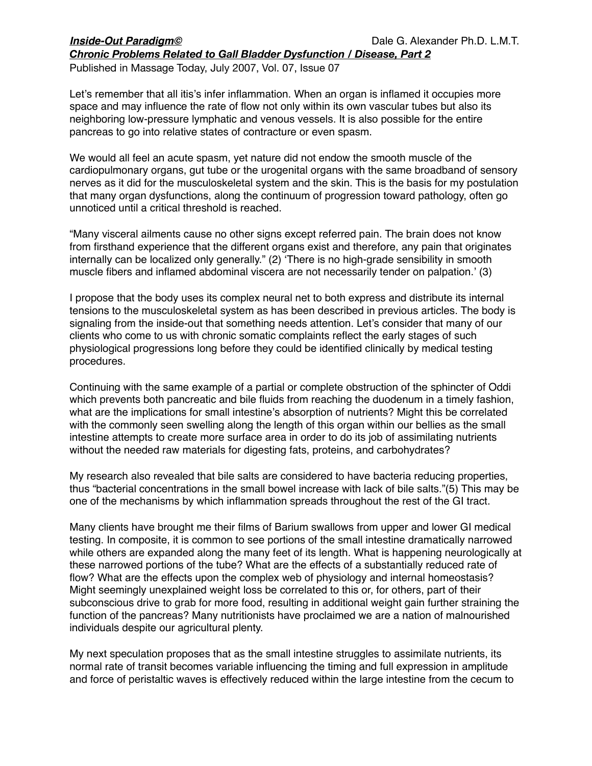Let's remember that all itis's infer inflammation. When an organ is inflamed it occupies more space and may influence the rate of flow not only within its own vascular tubes but also its neighboring low-pressure lymphatic and venous vessels. It is also possible for the entire pancreas to go into relative states of contracture or even spasm.

We would all feel an acute spasm, yet nature did not endow the smooth muscle of the cardiopulmonary organs, gut tube or the urogenital organs with the same broadband of sensory nerves as it did for the musculoskeletal system and the skin. This is the basis for my postulation that many organ dysfunctions, along the continuum of progression toward pathology, often go unnoticed until a critical threshold is reached.

"Many visceral ailments cause no other signs except referred pain. The brain does not know from firsthand experience that the different organs exist and therefore, any pain that originates internally can be localized only generally." (2) 'There is no high-grade sensibility in smooth muscle fibers and inflamed abdominal viscera are not necessarily tender on palpation.' (3)

I propose that the body uses its complex neural net to both express and distribute its internal tensions to the musculoskeletal system as has been described in previous articles. The body is signaling from the inside-out that something needs attention. Let's consider that many of our clients who come to us with chronic somatic complaints reflect the early stages of such physiological progressions long before they could be identified clinically by medical testing procedures.

Continuing with the same example of a partial or complete obstruction of the sphincter of Oddi which prevents both pancreatic and bile fluids from reaching the duodenum in a timely fashion, what are the implications for small intestine's absorption of nutrients? Might this be correlated with the commonly seen swelling along the length of this organ within our bellies as the small intestine attempts to create more surface area in order to do its job of assimilating nutrients without the needed raw materials for digesting fats, proteins, and carbohydrates?

My research also revealed that bile salts are considered to have bacteria reducing properties, thus "bacterial concentrations in the small bowel increase with lack of bile salts."(5) This may be one of the mechanisms by which inflammation spreads throughout the rest of the GI tract.

Many clients have brought me their films of Barium swallows from upper and lower GI medical testing. In composite, it is common to see portions of the small intestine dramatically narrowed while others are expanded along the many feet of its length. What is happening neurologically at these narrowed portions of the tube? What are the effects of a substantially reduced rate of flow? What are the effects upon the complex web of physiology and internal homeostasis? Might seemingly unexplained weight loss be correlated to this or, for others, part of their subconscious drive to grab for more food, resulting in additional weight gain further straining the function of the pancreas? Many nutritionists have proclaimed we are a nation of malnourished individuals despite our agricultural plenty.

My next speculation proposes that as the small intestine struggles to assimilate nutrients, its normal rate of transit becomes variable influencing the timing and full expression in amplitude and force of peristaltic waves is effectively reduced within the large intestine from the cecum to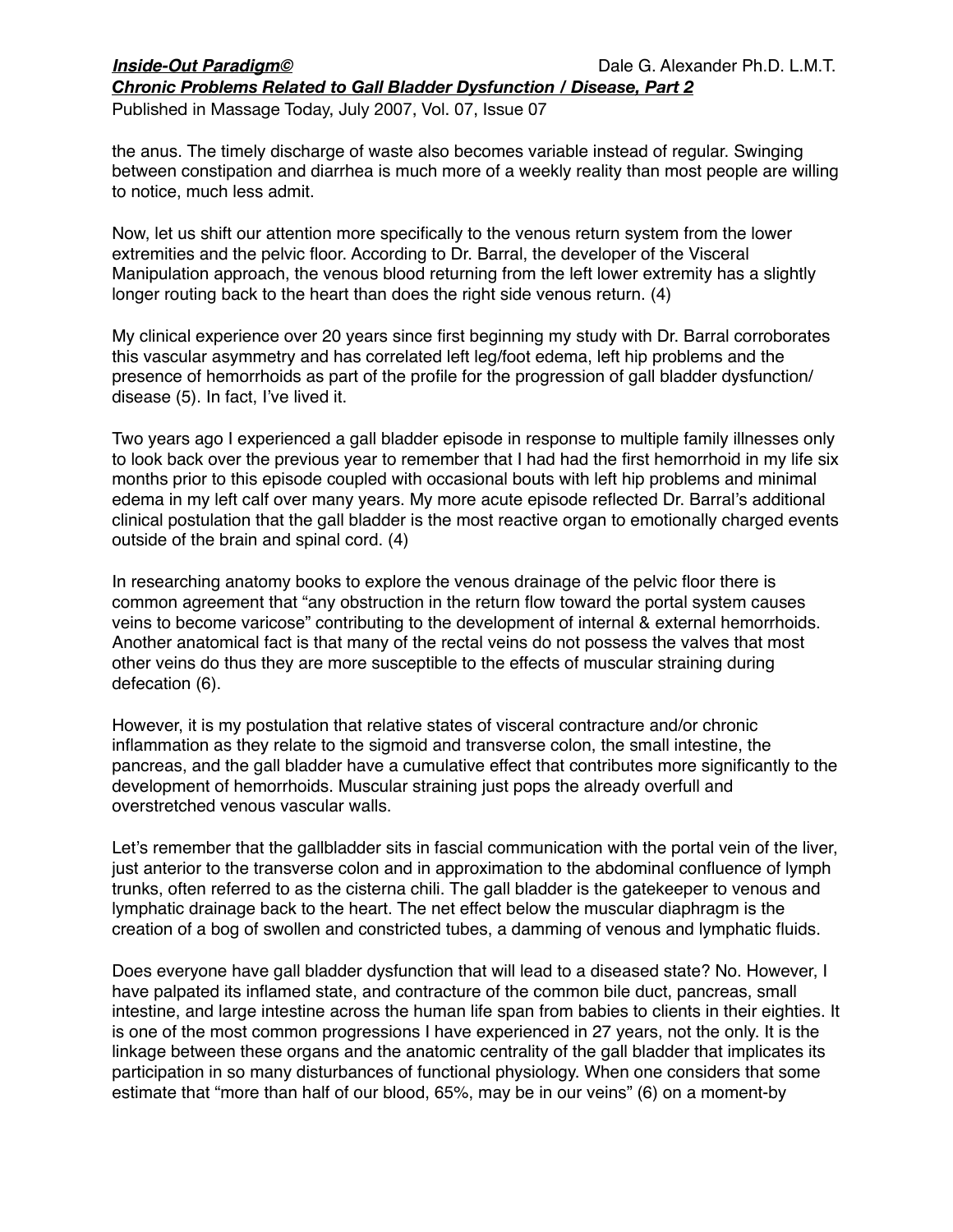the anus. The timely discharge of waste also becomes variable instead of regular. Swinging between constipation and diarrhea is much more of a weekly reality than most people are willing to notice, much less admit.

Now, let us shift our attention more specifically to the venous return system from the lower extremities and the pelvic floor. According to Dr. Barral, the developer of the Visceral Manipulation approach, the venous blood returning from the left lower extremity has a slightly longer routing back to the heart than does the right side venous return. (4)

My clinical experience over 20 years since first beginning my study with Dr. Barral corroborates this vascular asymmetry and has correlated left leg/foot edema, left hip problems and the presence of hemorrhoids as part of the profile for the progression of gall bladder dysfunction/ disease (5). In fact, I've lived it.

Two years ago I experienced a gall bladder episode in response to multiple family illnesses only to look back over the previous year to remember that I had had the first hemorrhoid in my life six months prior to this episode coupled with occasional bouts with left hip problems and minimal edema in my left calf over many years. My more acute episode reflected Dr. Barral's additional clinical postulation that the gall bladder is the most reactive organ to emotionally charged events outside of the brain and spinal cord. (4)

In researching anatomy books to explore the venous drainage of the pelvic floor there is common agreement that "any obstruction in the return flow toward the portal system causes veins to become varicose" contributing to the development of internal & external hemorrhoids. Another anatomical fact is that many of the rectal veins do not possess the valves that most other veins do thus they are more susceptible to the effects of muscular straining during defecation (6).

However, it is my postulation that relative states of visceral contracture and/or chronic inflammation as they relate to the sigmoid and transverse colon, the small intestine, the pancreas, and the gall bladder have a cumulative effect that contributes more significantly to the development of hemorrhoids. Muscular straining just pops the already overfull and overstretched venous vascular walls.

Let's remember that the gallbladder sits in fascial communication with the portal vein of the liver, just anterior to the transverse colon and in approximation to the abdominal confluence of lymph trunks, often referred to as the cisterna chili. The gall bladder is the gatekeeper to venous and lymphatic drainage back to the heart. The net effect below the muscular diaphragm is the creation of a bog of swollen and constricted tubes, a damming of venous and lymphatic fluids.

Does everyone have gall bladder dysfunction that will lead to a diseased state? No. However, I have palpated its inflamed state, and contracture of the common bile duct, pancreas, small intestine, and large intestine across the human life span from babies to clients in their eighties. It is one of the most common progressions I have experienced in 27 years, not the only. It is the linkage between these organs and the anatomic centrality of the gall bladder that implicates its participation in so many disturbances of functional physiology. When one considers that some estimate that "more than half of our blood, 65%, may be in our veins" (6) on a moment-by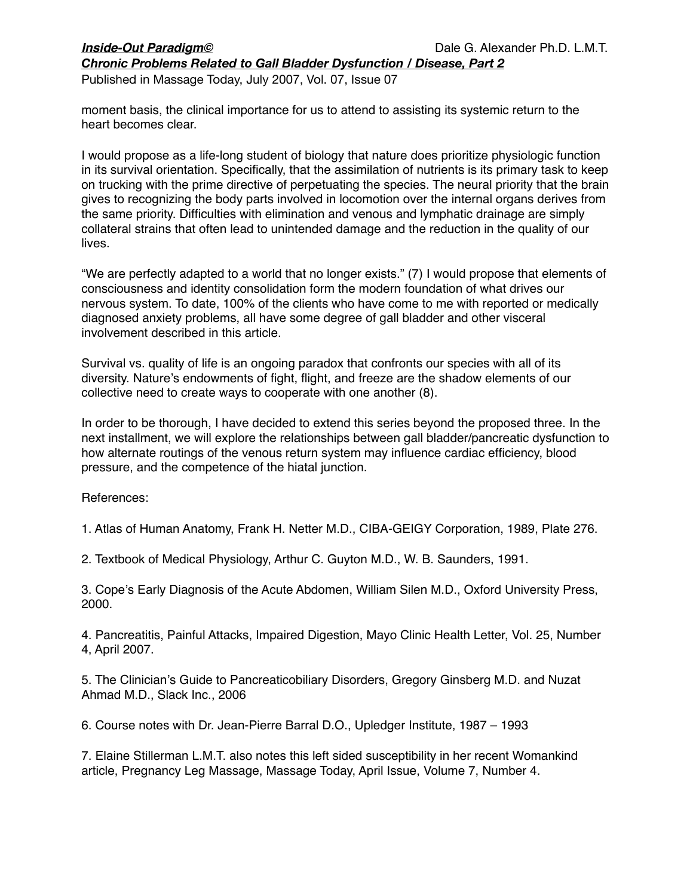moment basis, the clinical importance for us to attend to assisting its systemic return to the heart becomes clear.

I would propose as a life-long student of biology that nature does prioritize physiologic function in its survival orientation. Specifically, that the assimilation of nutrients is its primary task to keep on trucking with the prime directive of perpetuating the species. The neural priority that the brain gives to recognizing the body parts involved in locomotion over the internal organs derives from the same priority. Difficulties with elimination and venous and lymphatic drainage are simply collateral strains that often lead to unintended damage and the reduction in the quality of our lives.

“We are perfectly adapted to a world that no longer exists.” (7) I would propose that elements of consciousness and identity consolidation form the modern foundation of what drives our nervous system. To date, 100% of the clients who have come to me with reported or medically diagnosed anxiety problems, all have some degree of gall bladder and other visceral involvement described in this article.

Survival vs. quality of life is an ongoing paradox that confronts our species with all of its diversity. Nature’s endowments of fight, flight, and freeze are the shadow elements of our collective need to create ways to cooperate with one another (8).

In order to be thorough, I have decided to extend this series beyond the proposed three. In the next installment, we will explore the relationships between gall bladder/pancreatic dysfunction to how alternate routings of the venous return system may influence cardiac efficiency, blood pressure, and the competence of the hiatal junction.

References:

1. Atlas of Human Anatomy, Frank H. Netter M.D., CIBA-GEIGY Corporation, 1989, Plate 276.

2. Textbook of Medical Physiology, Arthur C. Guyton M.D., W. B. Saunders, 1991.

3. Cope’s Early Diagnosis of the Acute Abdomen, William Silen M.D., Oxford University Press, 2000.

4. Pancreatitis, Painful Attacks, Impaired Digestion, Mayo Clinic Health Letter, Vol. 25, Number 4, April 2007.

5. The Clinician’s Guide to Pancreaticobiliary Disorders, Gregory Ginsberg M.D. and Nuzat Ahmad M.D., Slack Inc., 2006

6. Course notes with Dr. Jean-Pierre Barral D.O., Upledger Institute, 1987 – 1993

7. Elaine Stillerman L.M.T. also notes this left sided susceptibility in her recent Womankind article, Pregnancy Leg Massage, Massage Today, April Issue, Volume 7, Number 4.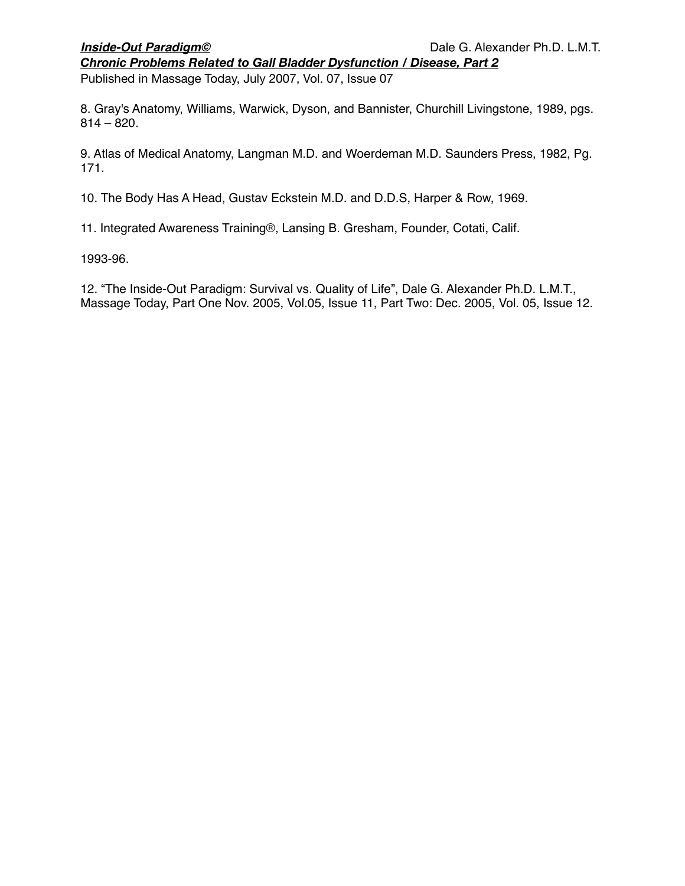8. Gray's Anatomy, Williams, Warwick, Dyson, and Bannister, Churchill Livingstone, 1989, pgs. 814 – 820.

9. Atlas of Medical Anatomy, Langman M.D. and Woerdeman M.D. Saunders Press, 1982, Pg. 171.

10. The Body Has A Head, Gustav Eckstein M.D. and D.D.S, Harper & Row, 1969.

11. Integrated Awareness Training®, Lansing B. Gresham, Founder, Cotati, Calif.

1993-96.

12. "The Inside-Out Paradigm: Survival vs. Quality of Life", Dale G. Alexander Ph.D. L.M.T., Massage Today, Part One Nov. 2005, Vol.05, Issue 11, Part Two: Dec. 2005, Vol. 05, Issue 12.